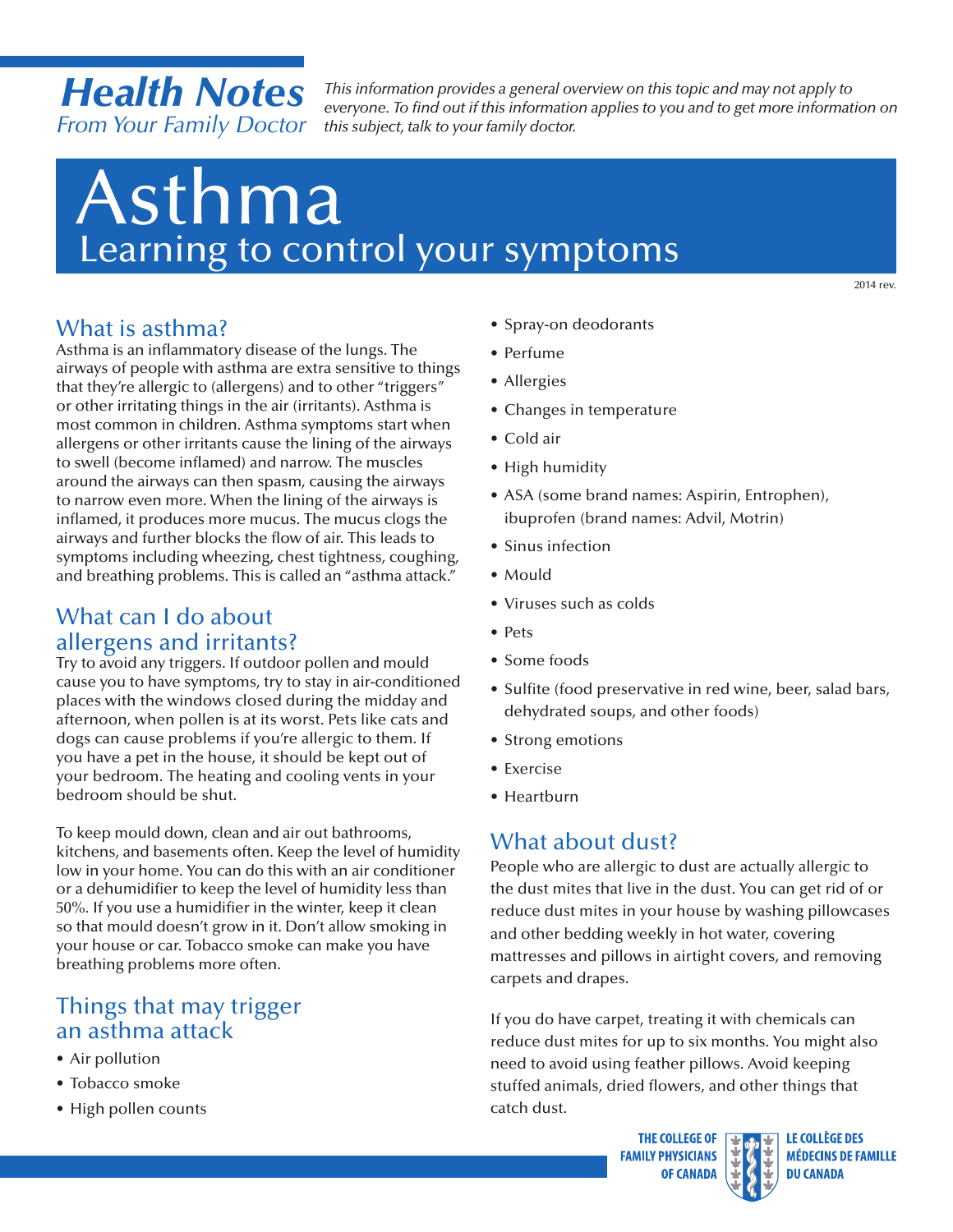**Health Notes**
*From Your Family Doctor*

*This information provides a general overview on this topic and may not apply to everyone. To find out if this information applies to you and to get more information on this subject, talk to your family doctor.*

# Asthma

## Learning to control your symptoms

2014 rev.

## What is asthma?

Asthma is an inflammatory disease of the lungs. The airways of people with asthma are extra sensitive to things that they're allergic to (allergens) and to other "triggers" or other irritating things in the air (irritants). Asthma is most common in children. Asthma symptoms start when allergens or other irritants cause the lining of the airways to swell (become inflamed) and narrow. The muscles around the airways can then spasm, causing the airways to narrow even more. When the lining of the airways is inflamed, it produces more mucus. The mucus clogs the airways and further blocks the flow of air. This leads to symptoms including wheezing, chest tightness, coughing, and breathing problems. This is called an "asthma attack."

## What can I do about allergens and irritants?

Try to avoid any triggers. If outdoor pollen and mould cause you to have symptoms, try to stay in air-conditioned places with the windows closed during the midday and afternoon, when pollen is at its worst. Pets like cats and dogs can cause problems if you're allergic to them. If you have a pet in the house, it should be kept out of your bedroom. The heating and cooling vents in your bedroom should be shut.

To keep mould down, clean and air out bathrooms, kitchens, and basements often. Keep the level of humidity low in your home. You can do this with an air conditioner or a dehumidifier to keep the level of humidity less than 50%. If you use a humidifier in the winter, keep it clean so that mould doesn't grow in it. Don't allow smoking in your house or car. Tobacco smoke can make you have breathing problems more often.

## Things that may trigger an asthma attack

- Air pollution
- Tobacco smoke
- High pollen counts
- Spray-on deodorants
- Perfume
- Allergies
- Changes in temperature
- Cold air
- High humidity
- ASA (some brand names: Aspirin, Entrophen), ibuprofen (brand names: Advil, Motrin)
- Sinus infection
- Mould
- Viruses such as colds
- Pets
- Some foods
- Sulfite (food preservative in red wine, beer, salad bars, dehydrated soups, and other foods)
- Strong emotions
- Exercise
- Heartburn

## What about dust?

People who are allergic to dust are actually allergic to the dust mites that live in the dust. You can get rid of or reduce dust mites in your house by washing pillowcases and other bedding weekly in hot water, covering mattresses and pillows in airtight covers, and removing carpets and drapes.

If you do have carpet, treating it with chemicals can reduce dust mites for up to six months. You might also need to avoid using feather pillows. Avoid keeping stuffed animals, dried flowers, and other things that catch dust.

THE COLLEGE OF FAMILY PHYSICIANS OF CANADA
LE COLLÈGE DES MÉDECINS DE FAMILLE DU CANADA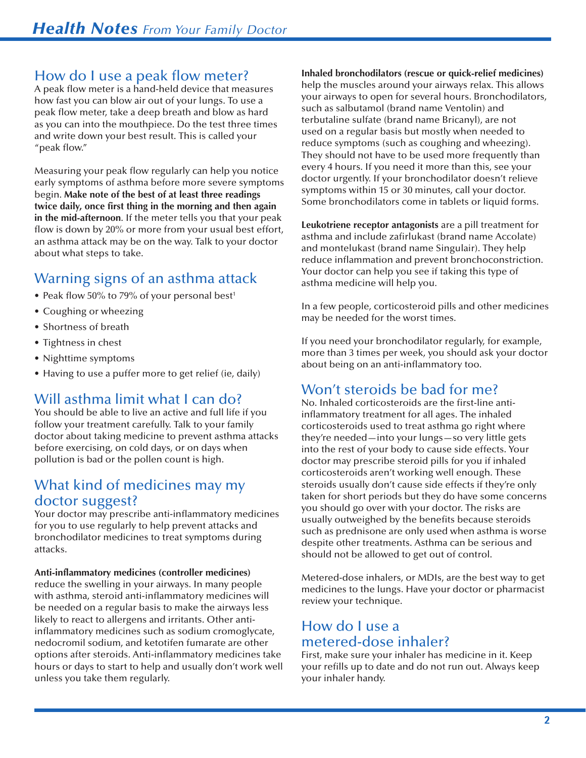## How do I use a peak flow meter?

A peak flow meter is a hand-held device that measures how fast you can blow air out of your lungs. To use a peak flow meter, take a deep breath and blow as hard as you can into the mouthpiece. Do the test three times and write down your best result. This is called your "peak flow."

Measuring your peak flow regularly can help you notice early symptoms of asthma before more severe symptoms begin. **Make note of the best of at least three readings twice daily, once first thing in the morning and then again in the mid-afternoon**. If the meter tells you that your peak flow is down by 20% or more from your usual best effort, an asthma attack may be on the way. Talk to your doctor about what steps to take.

## Warning signs of an asthma attack

- Peak flow 50% to 79% of your personal best[1]
- Coughing or wheezing
- Shortness of breath
- Tightness in chest
- Nighttime symptoms
- Having to use a puffer more to get relief (ie, daily)

## Will asthma limit what I can do?

You should be able to live an active and full life if you follow your treatment carefully. Talk to your family doctor about taking medicine to prevent asthma attacks before exercising, on cold days, or on days when pollution is bad or the pollen count is high.

## What kind of medicines may my doctor suggest?

Your doctor may prescribe anti-inflammatory medicines for you to use regularly to help prevent attacks and bronchodilator medicines to treat symptoms during attacks.

**Anti-inflammatory medicines (controller medicines)** reduce the swelling in your airways. In many people with asthma, steroid anti-inflammatory medicines will be needed on a regular basis to make the airways less likely to react to allergens and irritants. Other anti-inflammatory medicines such as sodium cromoglycate, nedocromil sodium, and ketotifen fumarate are other options after steroids. Anti-inflammatory medicines take hours or days to start to help and usually don't work well unless you take them regularly.

**Inhaled bronchodilators (rescue or quick-relief medicines)** help the muscles around your airways relax. This allows your airways to open for several hours. Bronchodilators, such as salbutamol (brand name Ventolin) and terbutaline sulfate (brand name Bricanyl), are not used on a regular basis but mostly when needed to reduce symptoms (such as coughing and wheezing). They should not have to be used more frequently than every 4 hours. If you need it more than this, see your doctor urgently. If your bronchodilator doesn't relieve symptoms within 15 or 30 minutes, call your doctor. Some bronchodilators come in tablets or liquid forms.

**Leukotriene receptor antagonists** are a pill treatment for asthma and include zafirlukast (brand name Accolate) and montelukast (brand name Singulair). They help reduce inflammation and prevent bronchoconstriction. Your doctor can help you see if taking this type of asthma medicine will help you.

In a few people, corticosteroid pills and other medicines may be needed for the worst times.

If you need your bronchodilator regularly, for example, more than 3 times per week, you should ask your doctor about being on an anti-inflammatory too.

## Won't steroids be bad for me?

No. Inhaled corticosteroids are the first-line anti-inflammatory treatment for all ages. The inhaled corticosteroids used to treat asthma go right where they're needed—into your lungs—so very little gets into the rest of your body to cause side effects. Your doctor may prescribe steroid pills for you if inhaled corticosteroids aren't working well enough. These steroids usually don't cause side effects if they're only taken for short periods but they do have some concerns you should go over with your doctor. The risks are usually outweighed by the benefits because steroids such as prednisone are only used when asthma is worse despite other treatments. Asthma can be serious and should not be allowed to get out of control.

Metered-dose inhalers, or MDIs, are the best way to get medicines to the lungs. Have your doctor or pharmacist review your technique.

## How do I use a metered-dose inhaler?

First, make sure your inhaler has medicine in it. Keep your refills up to date and do not run out. Always keep your inhaler handy.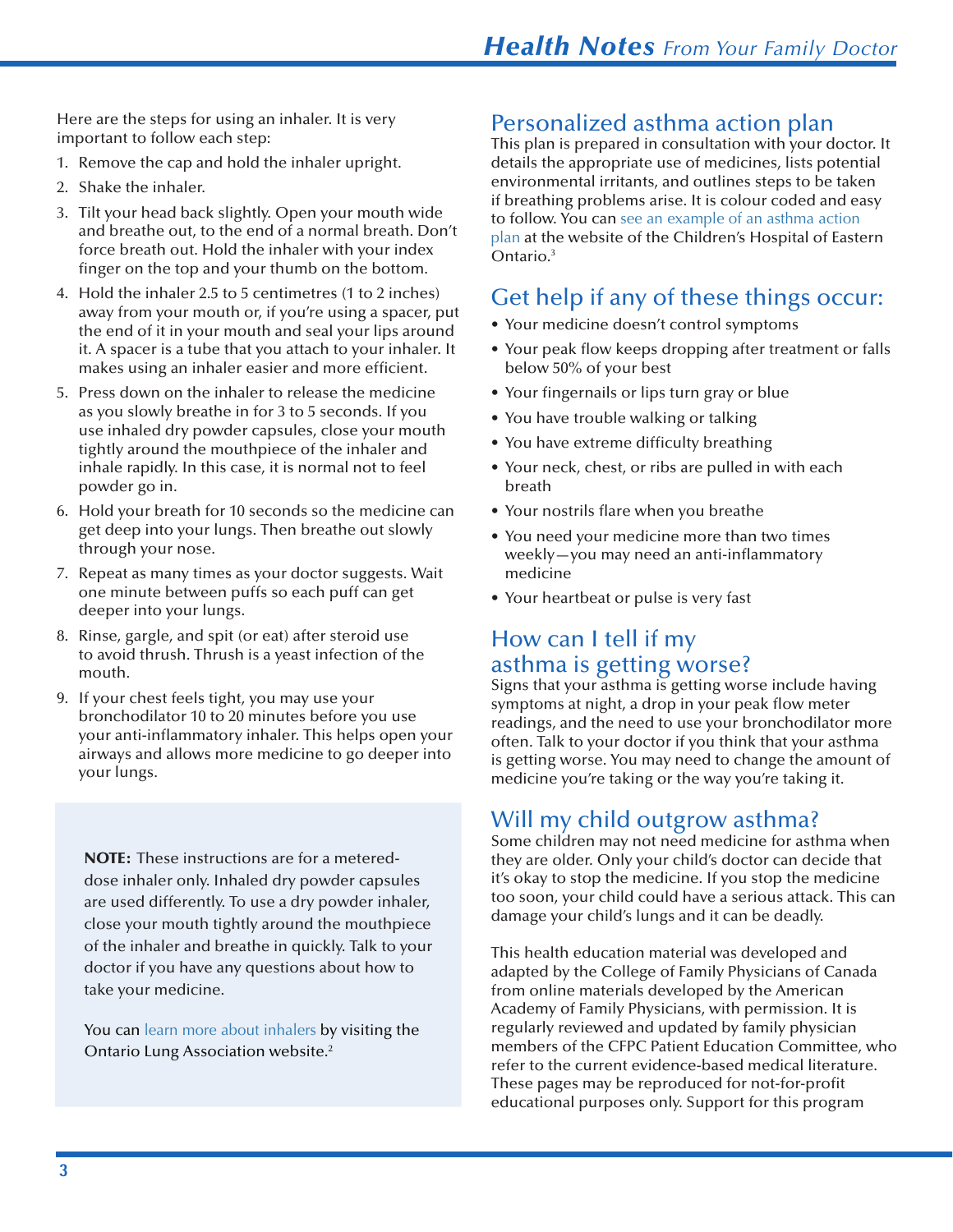Here are the steps for using an inhaler. It is very important to follow each step:

1. Remove the cap and hold the inhaler upright.
2. Shake the inhaler.
3. Tilt your head back slightly. Open your mouth wide and breathe out, to the end of a normal breath. Don't force breath out. Hold the inhaler with your index finger on the top and your thumb on the bottom.
4. Hold the inhaler 2.5 to 5 centimetres (1 to 2 inches) away from your mouth or, if you're using a spacer, put the end of it in your mouth and seal your lips around it. A spacer is a tube that you attach to your inhaler. It makes using an inhaler easier and more efficient.
5. Press down on the inhaler to release the medicine as you slowly breathe in for 3 to 5 seconds. If you use inhaled dry powder capsules, close your mouth tightly around the mouthpiece of the inhaler and inhale rapidly. In this case, it is normal not to feel powder go in.
6. Hold your breath for 10 seconds so the medicine can get deep into your lungs. Then breathe out slowly through your nose.
7. Repeat as many times as your doctor suggests. Wait one minute between puffs so each puff can get deeper into your lungs.
8. Rinse, gargle, and spit (or eat) after steroid use to avoid thrush. Thrush is a yeast infection of the mouth.
9. If your chest feels tight, you may use your bronchodilator 10 to 20 minutes before you use your anti-inflammatory inhaler. This helps open your airways and allows more medicine to go deeper into your lungs.

**NOTE:** These instructions are for a metered-dose inhaler only. Inhaled dry powder capsules are used differently. To use a dry powder inhaler, close your mouth tightly around the mouthpiece of the inhaler and breathe in quickly. Talk to your doctor if you have any questions about how to take your medicine.

You can learn more about inhalers by visiting the Ontario Lung Association website.[2]

## Personalized asthma action plan

This plan is prepared in consultation with your doctor. It details the appropriate use of medicines, lists potential environmental irritants, and outlines steps to be taken if breathing problems arise. It is colour coded and easy to follow. You can see an example of an asthma action plan at the website of the Children's Hospital of Eastern Ontario.[3]

## Get help if any of these things occur:

- Your medicine doesn't control symptoms
- Your peak flow keeps dropping after treatment or falls below 50% of your best
- Your fingernails or lips turn gray or blue
- You have trouble walking or talking
- You have extreme difficulty breathing
- Your neck, chest, or ribs are pulled in with each breath
- Your nostrils flare when you breathe
- You need your medicine more than two times weekly—you may need an anti-inflammatory medicine
- Your heartbeat or pulse is very fast

## How can I tell if my asthma is getting worse?

Signs that your asthma is getting worse include having symptoms at night, a drop in your peak flow meter readings, and the need to use your bronchodilator more often. Talk to your doctor if you think that your asthma is getting worse. You may need to change the amount of medicine you're taking or the way you're taking it.

## Will my child outgrow asthma?

Some children may not need medicine for asthma when they are older. Only your child's doctor can decide that it's okay to stop the medicine. If you stop the medicine too soon, your child could have a serious attack. This can damage your child's lungs and it can be deadly.

This health education material was developed and adapted by the College of Family Physicians of Canada from online materials developed by the American Academy of Family Physicians, with permission. It is regularly reviewed and updated by family physician members of the CFPC Patient Education Committee, who refer to the current evidence-based medical literature. These pages may be reproduced for not-for-profit educational purposes only. Support for this program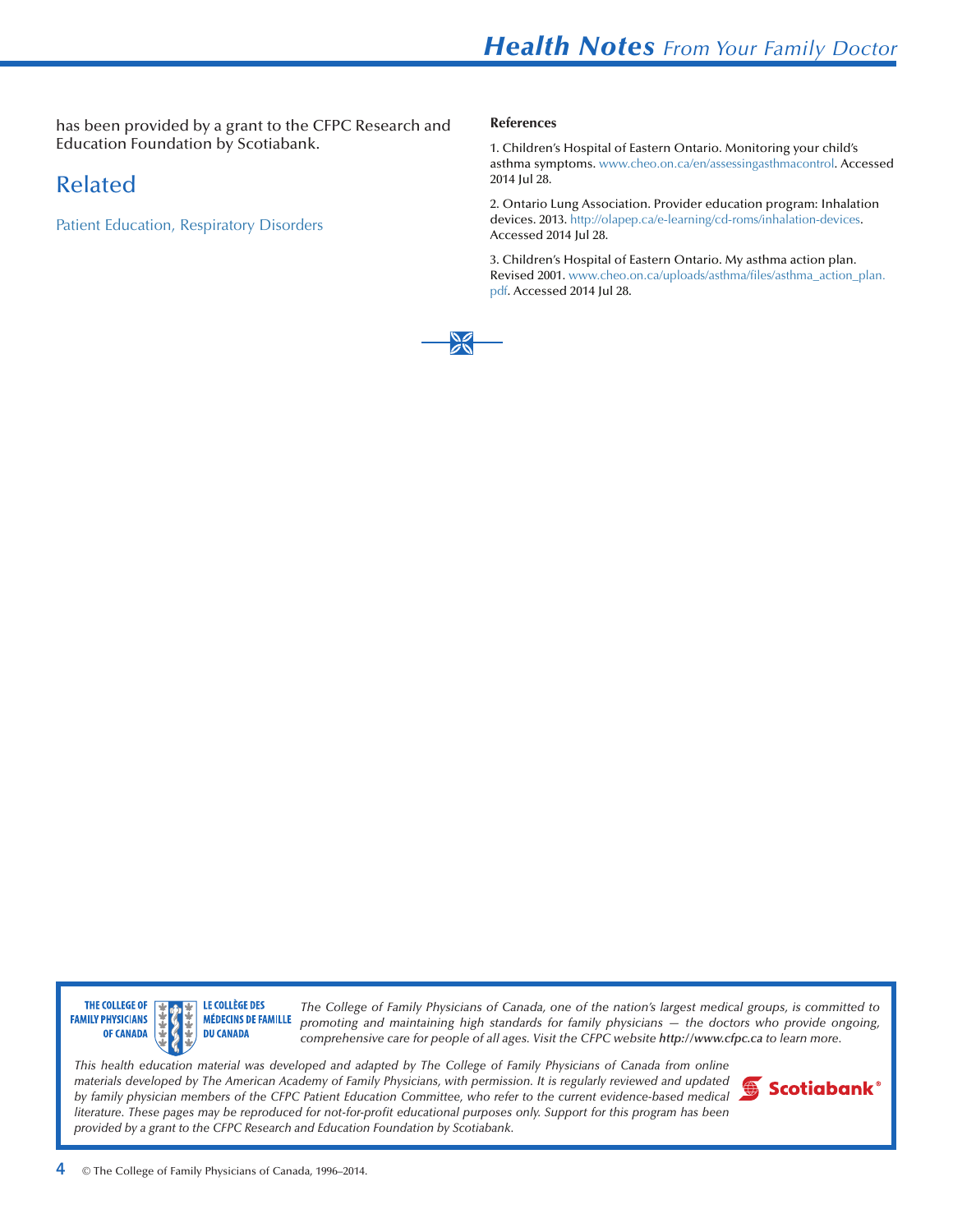has been provided by a grant to the CFPC Research and Education Foundation by Scotiabank.

## Related

Patient Education, Respiratory Disorders

**References**

1. Children's Hospital of Eastern Ontario. Monitoring your child's asthma symptoms. www.cheo.on.ca/en/assessingasthmacontrol. Accessed 2014 Jul 28.

2. Ontario Lung Association. Provider education program: Inhalation devices. 2013. http://olapep.ca/e-learning/cd-roms/inhalation-devices. Accessed 2014 Jul 28.

3. Children's Hospital of Eastern Ontario. My asthma action plan. Revised 2001. www.cheo.on.ca/uploads/asthma/files/asthma_action_plan.pdf. Accessed 2014 Jul 28.

THE COLLEGE OF FAMILY PHYSICIANS OF CANADA — LE COLLÈGE DES MÉDECINS DE FAMILLE DU CANADA

*The College of Family Physicians of Canada, one of the nation's largest medical groups, is committed to promoting and maintaining high standards for family physicians — the doctors who provide ongoing, comprehensive care for people of all ages. Visit the CFPC website* ***http://www.cfpc.ca*** *to learn more.*

*This health education material was developed and adapted by The College of Family Physicians of Canada from online materials developed by The American Academy of Family Physicians, with permission. It is regularly reviewed and updated by family physician members of the CFPC Patient Education Committee, who refer to the current evidence-based medical literature. These pages may be reproduced for not-for-profit educational purposes only. Support for this program has been provided by a grant to the CFPC Research and Education Foundation by Scotiabank.*

Scotiabank®

© The College of Family Physicians of Canada, 1996–2014.